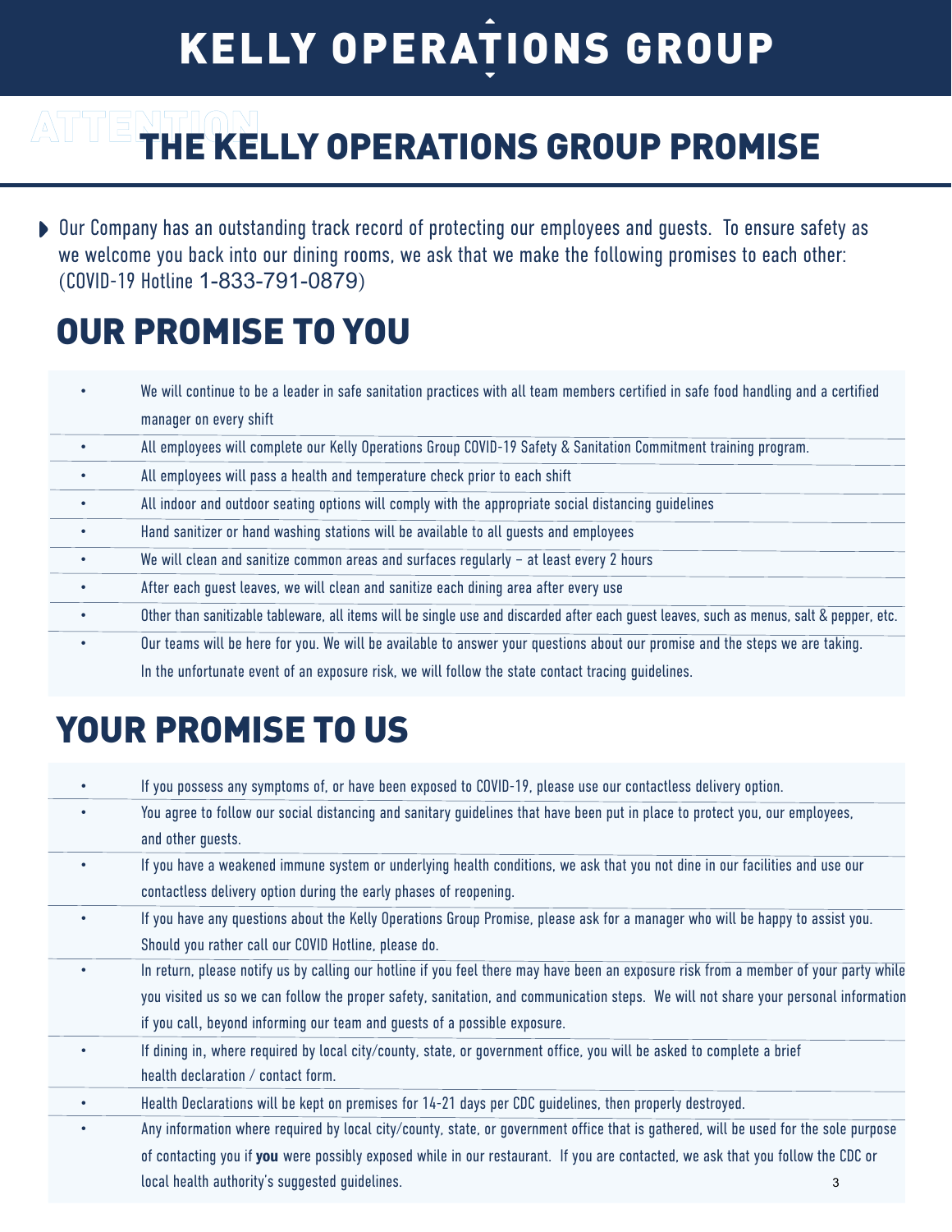# KELLY OPERATIONS GROUP

## THE KELLY OPERATIONS GROUP PROMISE

- Our Company has an outstanding track record of protecting our employees and guests. To ensure safety as we welcome you back into our dining rooms, we ask that we make the following promises to each other: (COVID-19 Hotline 1-833-791-0879)

## OUR PROMISE TO YOU

- We will continue to be a leader in safe sanitation practices with all team members certified in safe food handling and a certified manager on every shift
- All employees will complete our Kelly Operations Group COVID-19 Safety & Sanitation Commitment training program.
- All employees will pass a health and temperature check prior to each shift
- All indoor and outdoor seating options will comply with the appropriate social distancing guidelines
- Hand sanitizer or hand washing stations will be available to all guests and employees
- We will clean and sanitize common areas and surfaces regularly – at least every 2 hours
- After each guest leaves, we will clean and sanitize each dining area after every use
- Other than sanitizable tableware, all items will be single use and discarded after each guest leaves, such as menus, salt & pepper, etc.
- Our teams will be here for you. We will be available to answer your questions about our promise and the steps we are taking. In the unfortunate event of an exposure risk, we will follow the state contact tracing guidelines.

## YOUR PROMISE TO US

- If you possess any symptoms of, or have been exposed to COVID-19, please use our contactless delivery option.
- You agree to follow our social distancing and sanitary guidelines that have been put in place to protect you, our employees, and other guests.
- If you have a weakened immune system or underlying health conditions, we ask that you not dine in our facilities and use our contactless delivery option during the early phases of reopening.
- If you have any questions about the Kelly Operations Group Promise, please ask for a manager who will be happy to assist you. Should you rather call our COVID Hotline, please do.
- In return, please notify us by calling our hotline if you feel there may have been an exposure risk from a member of your party while you visited us so we can follow the proper safety, sanitation, and communication steps. We will not share your personal information if you call, beyond informing our team and guests of a possible exposure.
- If dining in, where required by local city/county, state, or government office, you will be asked to complete a brief health declaration / contact form.
- Health Declarations will be kept on premises for 14-21 days per CDC guidelines, then properly destroyed.
- Any information where required by local city/county, state, or government office that is gathered, will be used for the sole purpose of contacting you if **you** were possibly exposed while in our restaurant. If you are contacted, we ask that you follow the CDC or local health authority's suggested guidelines.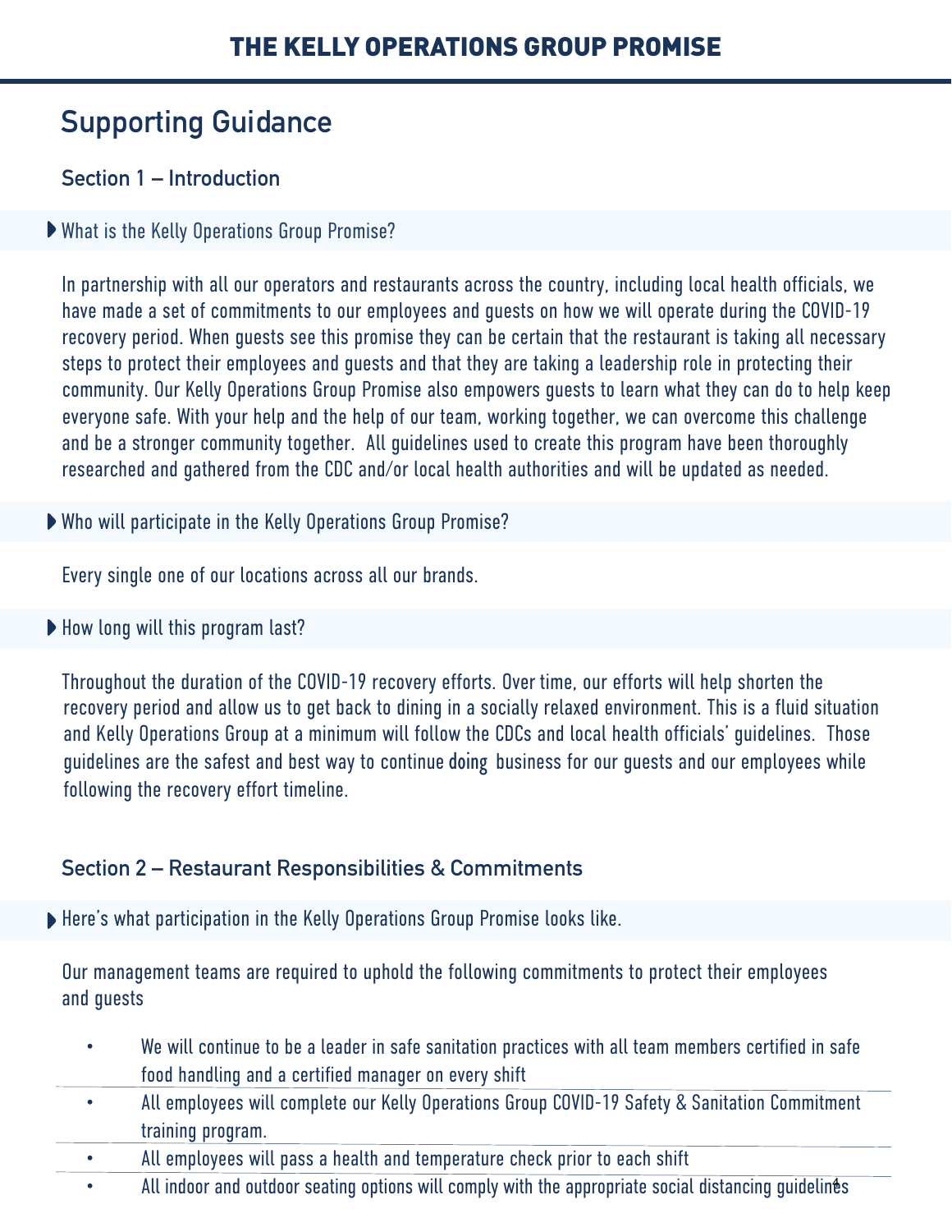# THE KELLY OPERATIONS GROUP PROMISE

## Supporting Guidance

### Section 1 – Introduction

**What is the Kelly Operations Group Promise?**

In partnership with all our operators and restaurants across the country, including local health officials, we have made a set of commitments to our employees and guests on how we will operate during the COVID-19 recovery period. When guests see this promise they can be certain that the restaurant is taking all necessary steps to protect their employees and guests and that they are taking a leadership role in protecting their community. Our Kelly Operations Group Promise also empowers guests to learn what they can do to help keep everyone safe. With your help and the help of our team, working together, we can overcome this challenge and be a stronger community together. All guidelines used to create this program have been thoroughly researched and gathered from the CDC and/or local health authorities and will be updated as needed.

**Who will participate in the Kelly Operations Group Promise?**

Every single one of our locations across all our brands.

**How long will this program last?**

Throughout the duration of the COVID-19 recovery efforts. Over time, our efforts will help shorten the recovery period and allow us to get back to dining in a socially relaxed environment. This is a fluid situation and Kelly Operations Group at a minimum will follow the CDCs and local health officials' guidelines. Those guidelines are the safest and best way to continue doing business for our guests and our employees while following the recovery effort timeline.

### Section 2 – Restaurant Responsibilities & Commitments

**Here's what participation in the Kelly Operations Group Promise looks like.**

Our management teams are required to uphold the following commitments to protect their employees and guests

- We will continue to be a leader in safe sanitation practices with all team members certified in safe food handling and a certified manager on every shift
- All employees will complete our Kelly Operations Group COVID-19 Safety & Sanitation Commitment training program.
- All employees will pass a health and temperature check prior to each shift
- All indoor and outdoor seating options will comply with the appropriate social distancing guidelines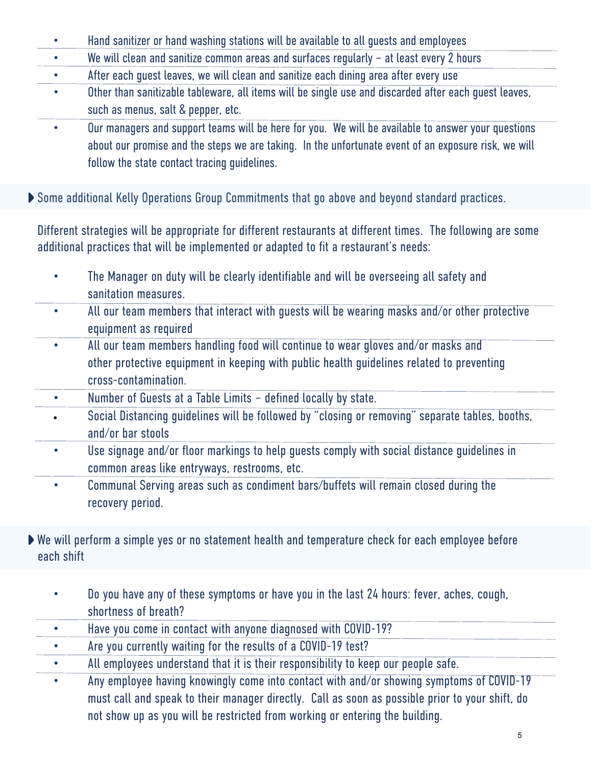- Hand sanitizer or hand washing stations will be available to all guests and employees
- We will clean and sanitize common areas and surfaces regularly – at least every 2 hours
- After each guest leaves, we will clean and sanitize each dining area after every use
- Other than sanitizable tableware, all items will be single use and discarded after each guest leaves, such as menus, salt & pepper, etc.
- Our managers and support teams will be here for you. We will be available to answer your questions about our promise and the steps we are taking. In the unfortunate event of an exposure risk, we will follow the state contact tracing guidelines.

## Some additional Kelly Operations Group Commitments that go above and beyond standard practices.

Different strategies will be appropriate for different restaurants at different times. The following are some additional practices that will be implemented or adapted to fit a restaurant's needs:

- The Manager on duty will be clearly identifiable and will be overseeing all safety and sanitation measures.
- All our team members that interact with guests will be wearing masks and/or other protective equipment as required
- All our team members handling food will continue to wear gloves and/or masks and other protective equipment in keeping with public health guidelines related to preventing cross-contamination.
- Number of Guests at a Table Limits – defined locally by state.
- Social Distancing guidelines will be followed by "closing or removing" separate tables, booths, and/or bar stools
- Use signage and/or floor markings to help guests comply with social distance guidelines in common areas like entryways, restrooms, etc.
- Communal Serving areas such as condiment bars/buffets will remain closed during the recovery period.

## We will perform a simple yes or no statement health and temperature check for each employee before each shift

- Do you have any of these symptoms or have you in the last 24 hours: fever, aches, cough, shortness of breath?
- Have you come in contact with anyone diagnosed with COVID-19?
- Are you currently waiting for the results of a COVID-19 test?
- All employees understand that it is their responsibility to keep our people safe.
- Any employee having knowingly come into contact with and/or showing symptoms of COVID-19 must call and speak to their manager directly. Call as soon as possible prior to your shift, do not show up as you will be restricted from working or entering the building.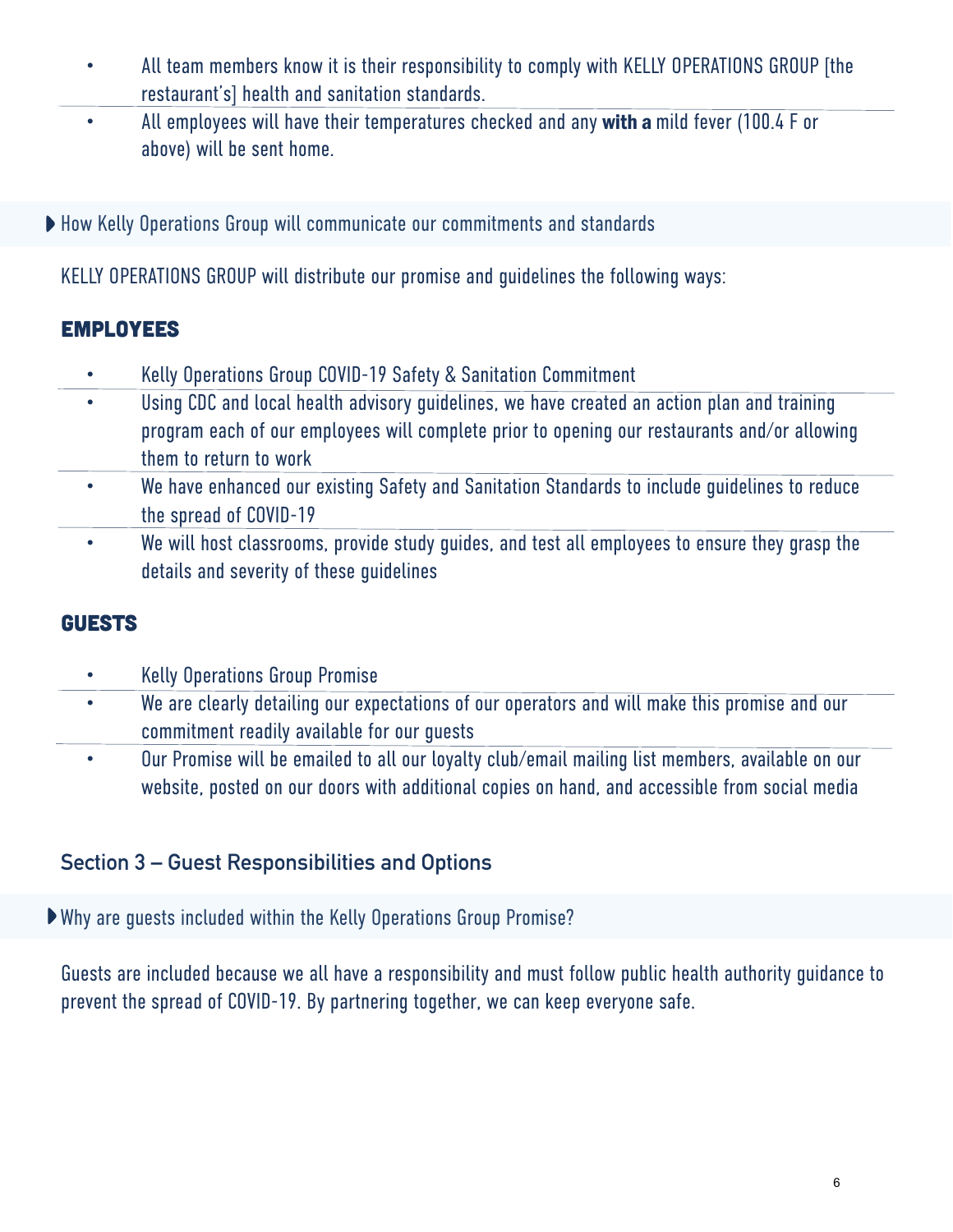- All team members know it is their responsibility to comply with KELLY OPERATIONS GROUP [the restaurant's] health and sanitation standards.
- All employees will have their temperatures checked and any **with a** mild fever (100.4 F or above) will be sent home.

▶ How Kelly Operations Group will communicate our commitments and standards

KELLY OPERATIONS GROUP will distribute our promise and guidelines the following ways:

### EMPLOYEES

- Kelly Operations Group COVID-19 Safety & Sanitation Commitment
- Using CDC and local health advisory guidelines, we have created an action plan and training program each of our employees will complete prior to opening our restaurants and/or allowing them to return to work
- We have enhanced our existing Safety and Sanitation Standards to include guidelines to reduce the spread of COVID-19
- We will host classrooms, provide study guides, and test all employees to ensure they grasp the details and severity of these guidelines

### GUESTS

- Kelly Operations Group Promise
- We are clearly detailing our expectations of our operators and will make this promise and our commitment readily available for our guests
- Our Promise will be emailed to all our loyalty club/email mailing list members, available on our website, posted on our doors with additional copies on hand, and accessible from social media

## Section 3 – Guest Responsibilities and Options

▶ Why are guests included within the Kelly Operations Group Promise?

Guests are included because we all have a responsibility and must follow public health authority guidance to prevent the spread of COVID-19. By partnering together, we can keep everyone safe.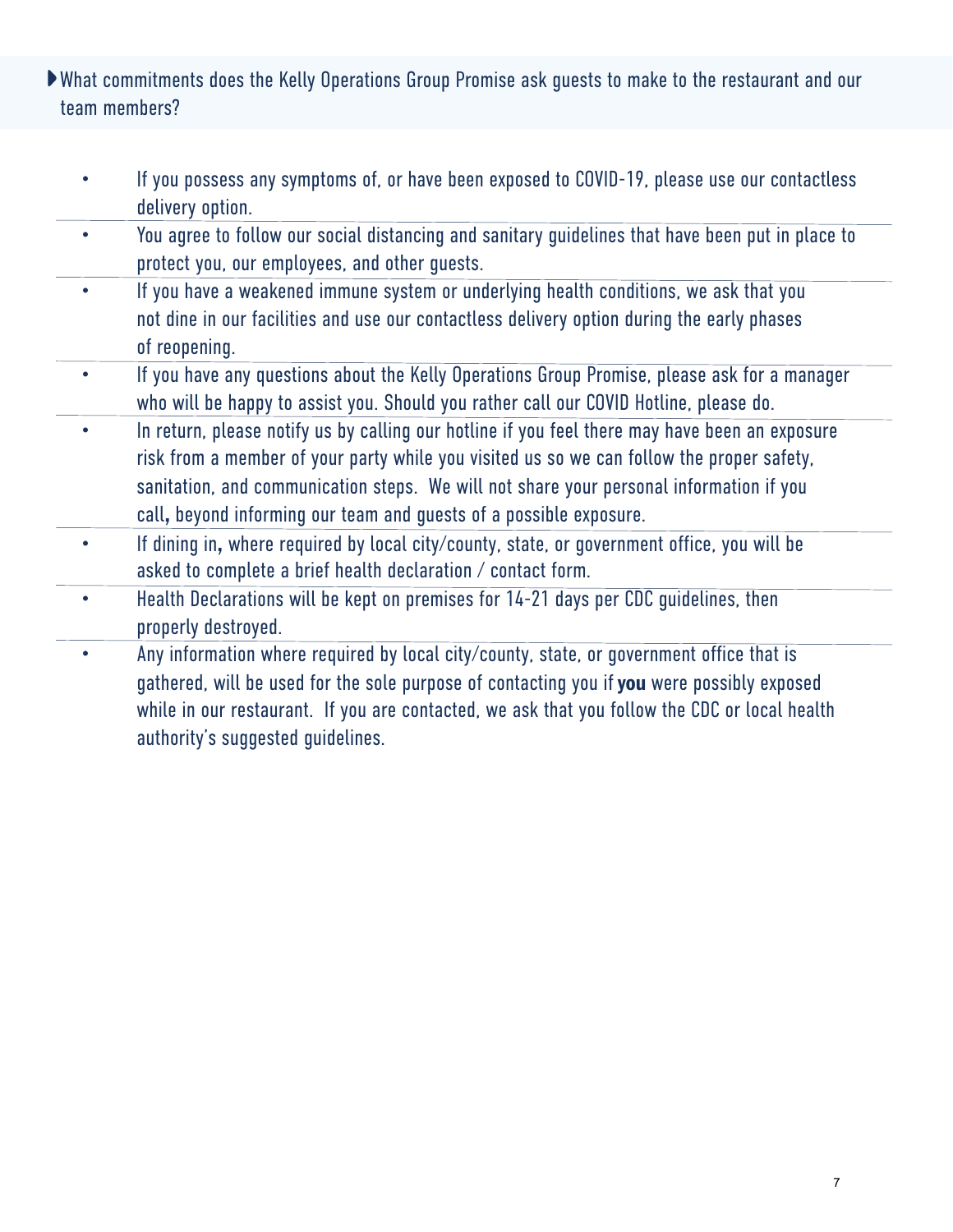### What commitments does the Kelly Operations Group Promise ask guests to make to the restaurant and our team members?

- If you possess any symptoms of, or have been exposed to COVID-19, please use our contactless delivery option.
- You agree to follow our social distancing and sanitary guidelines that have been put in place to protect you, our employees, and other guests.
- If you have a weakened immune system or underlying health conditions, we ask that you not dine in our facilities and use our contactless delivery option during the early phases of reopening.
- If you have any questions about the Kelly Operations Group Promise, please ask for a manager who will be happy to assist you. Should you rather call our COVID Hotline, please do.
- In return, please notify us by calling our hotline if you feel there may have been an exposure risk from a member of your party while you visited us so we can follow the proper safety, sanitation, and communication steps. We will not share your personal information if you call, beyond informing our team and guests of a possible exposure.
- If dining in, where required by local city/county, state, or government office, you will be asked to complete a brief health declaration / contact form.
- Health Declarations will be kept on premises for 14-21 days per CDC guidelines, then properly destroyed.
- Any information where required by local city/county, state, or government office that is gathered, will be used for the sole purpose of contacting you if **you** were possibly exposed while in our restaurant. If you are contacted, we ask that you follow the CDC or local health authority's suggested guidelines.